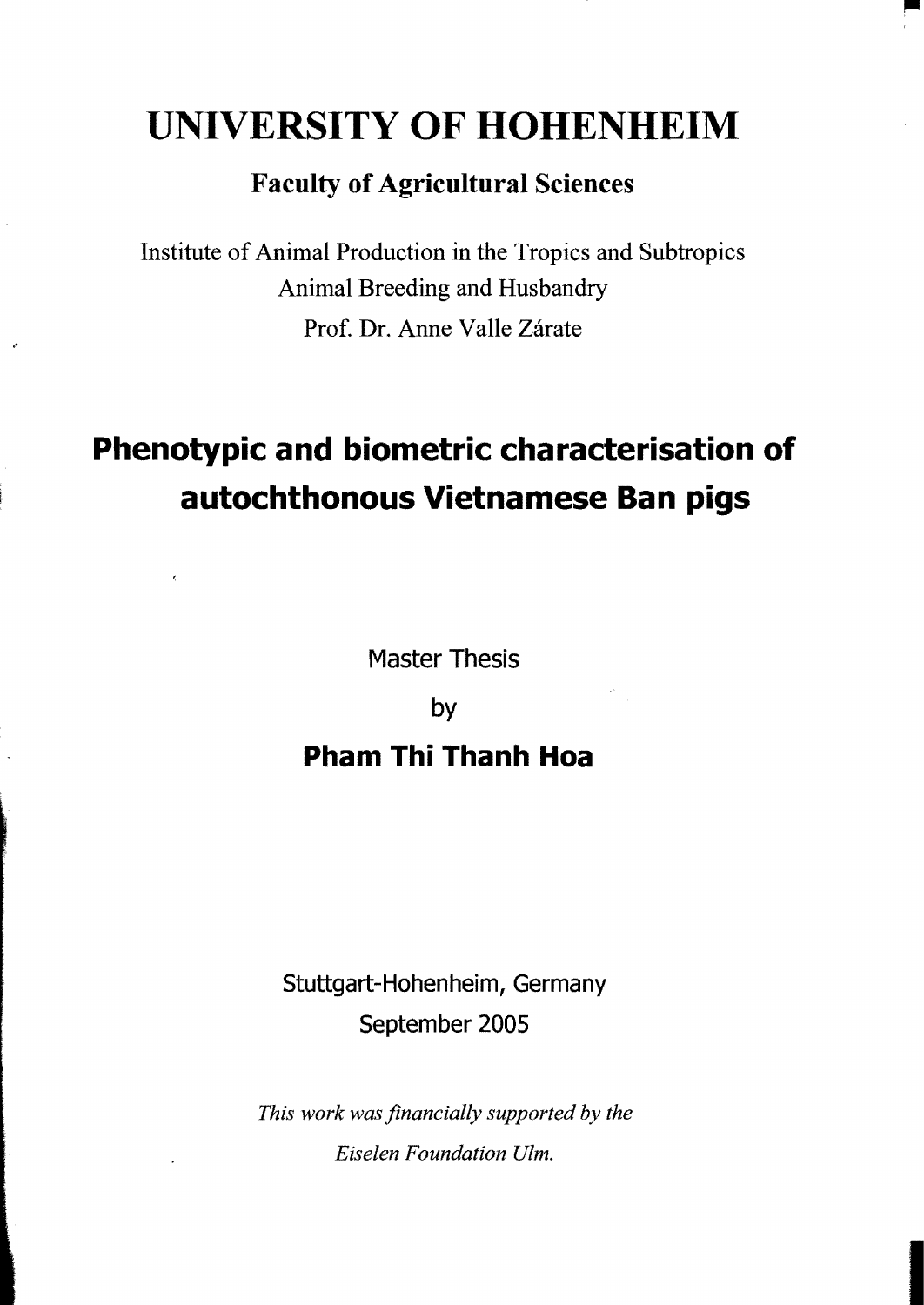# UNIVERSITY OF HOHENHEIM

## Faculty of Agricultural Sciences

Institute of Animal Production in the Tropics and Subtropics

Animal Breeding and Husbandry

Prof. Dr. Anne Valle Zárate

# Phenotypic and biometric characterisation of autochthonous Vietnamese Ban pigs

Master Thesis

by

**Pham Thi Thanh Hoa**

Stuttgart-Hohenheim, Germany

September 2005

*This work was financially supported by the Eiselen Foundation Ulm.*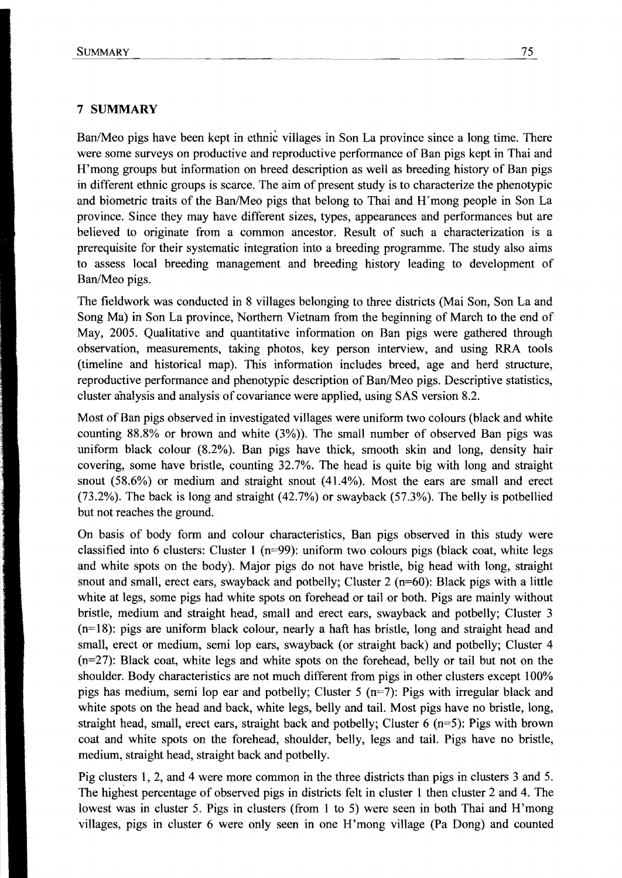# 7 SUMMARY

Ban/Meo pigs have been kept in ethnic villages in Son La province since a long time. There were some surveys on productive and reproductive performance of Ban pigs kept in Thai and H'mong groups but information on breed description as well as breeding history of Ban pigs in different ethnic groups is scarce. The aim of present study is to characterize the phenotypic and biometric traits of the Ban/Meo pigs that belong to Thai and H'mong people in Son La province. Since they may have different sizes, types, appearances and performances but are believed to originate from a common ancestor. Result of such a characterization is a prerequisite for their systematic integration into a breeding programme. The study also aims to assess local breeding management and breeding history leading to development of Ban/Meo pigs.

The fieldwork was conducted in 8 villages belonging to three districts (Mai Son, Son La and Song Ma) in Son La province, Northern Vietnam from the beginning of March to the end of May, 2005. Qualitative and quantitative information on Ban pigs were gathered through observation, measurements, taking photos, key person interview, and using RRA tools (timeline and historical map). This information includes breed, age and herd structure, reproductive performance and phenotypic description of Ban/Meo pigs. Descriptive statistics, cluster analysis and analysis of covariance were applied, using SAS version 8.2.

Most of Ban pigs observed in investigated villages were uniform two colours (black and white counting 88.8% or brown and white (3%)). The small number of observed Ban pigs was uniform black colour (8.2%). Ban pigs have thick, smooth skin and long, density hair covering, some have bristle, counting 32.7%. The head is quite big with long and straight snout (58.6%) or medium and straight snout (41.4%). Most the ears are small and erect (73.2%). The back is long and straight (42.7%) or swayback (57.3%). The belly is potbellied but not reaches the ground.

On basis of body form and colour characteristics, Ban pigs observed in this study were classified into 6 clusters: Cluster 1 (n=99): uniform two colours pigs (black coat, white legs and white spots on the body). Major pigs do not have bristle, big head with long, straight snout and small, erect ears, swayback and potbelly; Cluster 2 (n=60): Black pigs with a little white at legs, some pigs had white spots on forehead or tail or both. Pigs are mainly without bristle, medium and straight head, small and erect ears, swayback and potbelly; Cluster 3 (n=18): pigs are uniform black colour, nearly a haft has bristle, long and straight head and small, erect or medium, semi lop ears, swayback (or straight back) and potbelly; Cluster 4 (n=27): Black coat, white legs and white spots on the forehead, belly or tail but not on the shoulder. Body characteristics are not much different from pigs in other clusters except 100% pigs has medium, semi lop ear and potbelly; Cluster 5 (n=7): Pigs with irregular black and white spots on the head and back, white legs, belly and tail. Most pigs have no bristle, long, straight head, small, erect ears, straight back and potbelly; Cluster 6 (n=5): Pigs with brown coat and white spots on the forehead, shoulder, belly, legs and tail. Pigs have no bristle, medium, straight head, straight back and potbelly.

Pig clusters 1, 2, and 4 were more common in the three districts than pigs in clusters 3 and 5. The highest percentage of observed pigs in districts felt in cluster 1 then cluster 2 and 4. The lowest was in cluster 5. Pigs in clusters (from 1 to 5) were seen in both Thai and H'mong villages, pigs in cluster 6 were only seen in one H'mong village (Pa Dong) and counted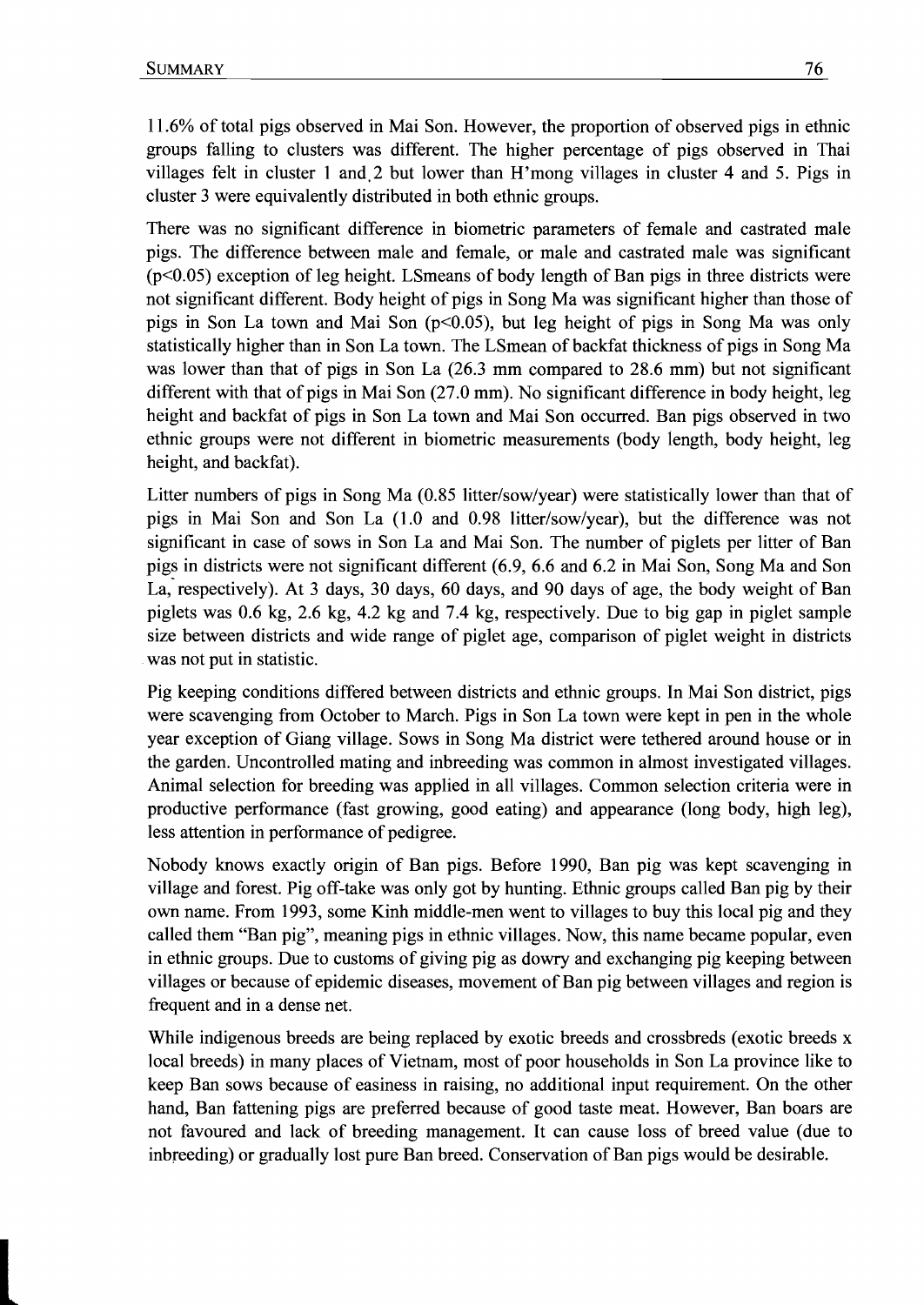11.6% of total pigs observed in Mai Son. However, the proportion of observed pigs in ethnic groups falling to clusters was different. The higher percentage of pigs observed in Thai villages felt in cluster 1 and 2 but lower than H'mong villages in cluster 4 and 5. Pigs in cluster 3 were equivalently distributed in both ethnic groups.

There was no significant difference in biometric parameters of female and castrated male pigs. The difference between male and female, or male and castrated male was significant ($p<0.05$) exception of leg height. LSmeans of body length of Ban pigs in three districts were not significant different. Body height of pigs in Song Ma was significant higher than those of pigs in Son La town and Mai Son ($p<0.05$), but leg height of pigs in Song Ma was only statistically higher than in Son La town. The LSmean of backfat thickness of pigs in Song Ma was lower than that of pigs in Son La (26.3 mm compared to 28.6 mm) but not significant different with that of pigs in Mai Son (27.0 mm). No significant difference in body height, leg height and backfat of pigs in Son La town and Mai Son occurred. Ban pigs observed in two ethnic groups were not different in biometric measurements (body length, body height, leg height, and backfat).

Litter numbers of pigs in Song Ma (0.85 litter/sow/year) were statistically lower than that of pigs in Mai Son and Son La (1.0 and 0.98 litter/sow/year), but the difference was not significant in case of sows in Son La and Mai Son. The number of piglets per litter of Ban pigs in districts were not significant different (6.9, 6.6 and 6.2 in Mai Son, Song Ma and Son La, respectively). At 3 days, 30 days, 60 days, and 90 days of age, the body weight of Ban piglets was 0.6 kg, 2.6 kg, 4.2 kg and 7.4 kg, respectively. Due to big gap in piglet sample size between districts and wide range of piglet age, comparison of piglet weight in districts was not put in statistic.

Pig keeping conditions differed between districts and ethnic groups. In Mai Son district, pigs were scavenging from October to March. Pigs in Son La town were kept in pen in the whole year exception of Giang village. Sows in Song Ma district were tethered around house or in the garden. Uncontrolled mating and inbreeding was common in almost investigated villages. Animal selection for breeding was applied in all villages. Common selection criteria were in productive performance (fast growing, good eating) and appearance (long body, high leg), less attention in performance of pedigree.

Nobody knows exactly origin of Ban pigs. Before 1990, Ban pig was kept scavenging in village and forest. Pig off-take was only got by hunting. Ethnic groups called Ban pig by their own name. From 1993, some Kinh middle-men went to villages to buy this local pig and they called them "Ban pig", meaning pigs in ethnic villages. Now, this name became popular, even in ethnic groups. Due to customs of giving pig as dowry and exchanging pig keeping between villages or because of epidemic diseases, movement of Ban pig between villages and region is frequent and in a dense net.

While indigenous breeds are being replaced by exotic breeds and crossbreds (exotic breeds x local breeds) in many places of Vietnam, most of poor households in Son La province like to keep Ban sows because of easiness in raising, no additional input requirement. On the other hand, Ban fattening pigs are preferred because of good taste meat. However, Ban boars are not favoured and lack of breeding management. It can cause loss of breed value (due to inbreeding) or gradually lost pure Ban breed. Conservation of Ban pigs would be desirable.